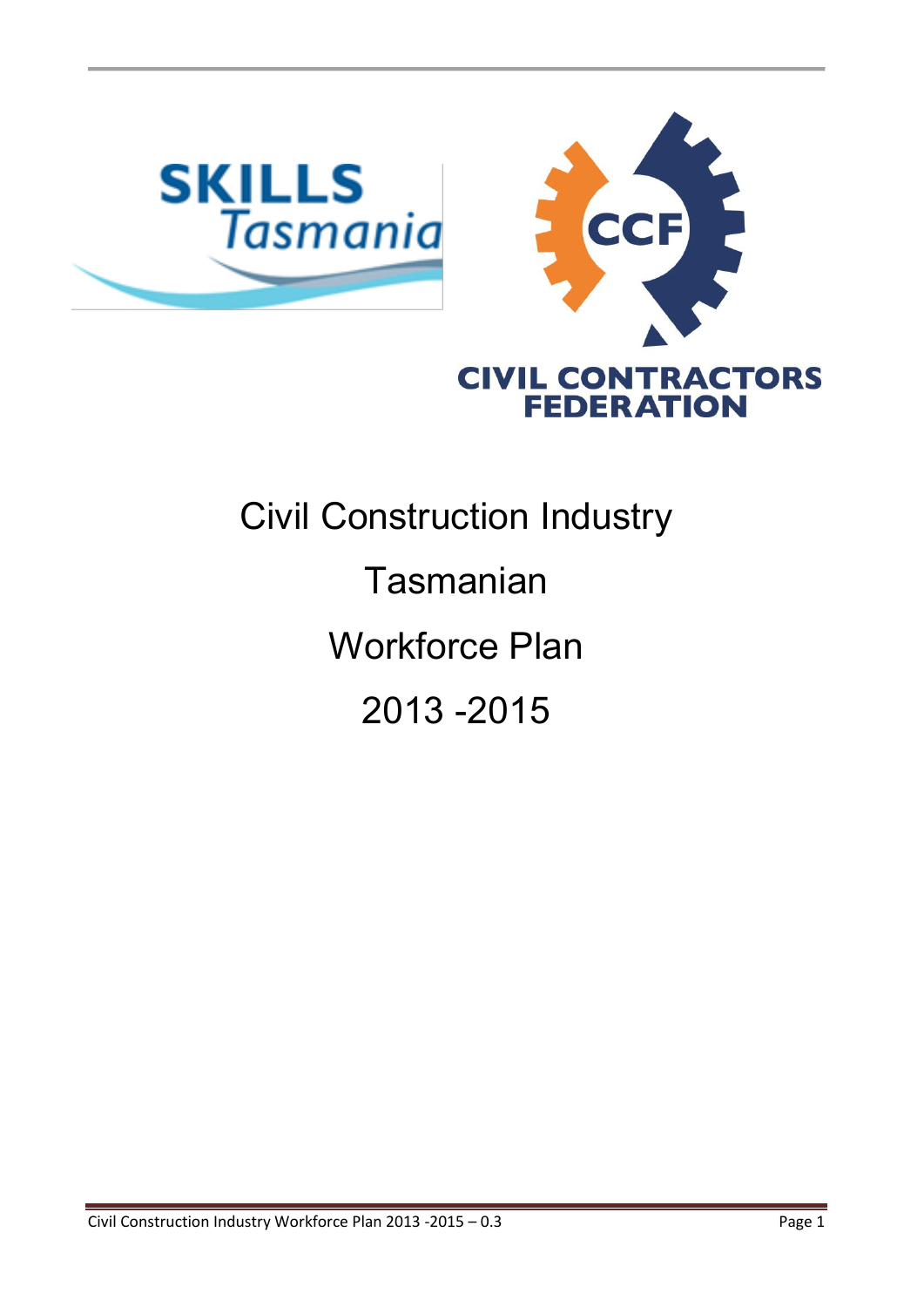SKILLS Tasmania

CCF CIVIL CONTRACTORS FEDERATION

# Civil Construction Industry

# Tasmanian

# Workforce Plan

# 2013 -2015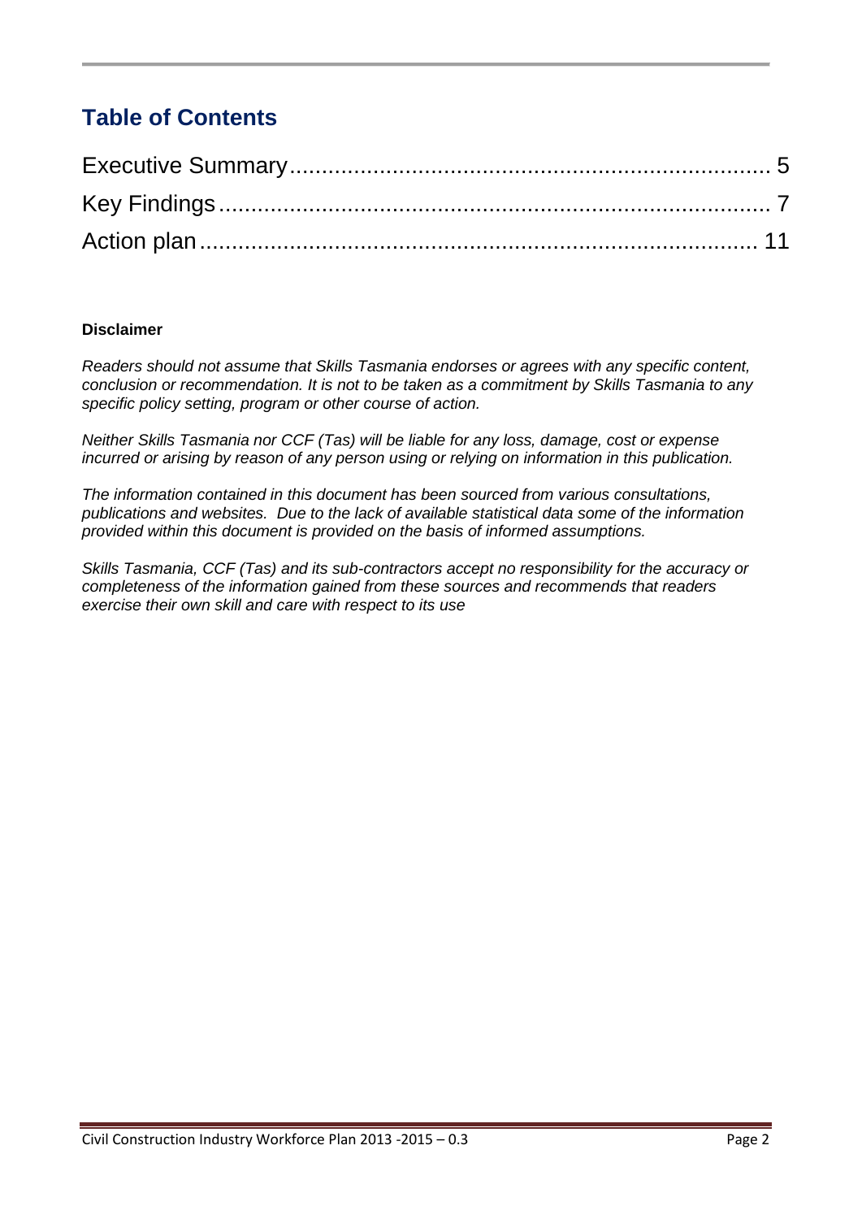## Table of Contents

Executive Summary ........................................................................ 5
Key Findings ................................................................................ 7
Action plan .................................................................................. 11

**Disclaimer**

*Readers should not assume that Skills Tasmania endorses or agrees with any specific content, conclusion or recommendation. It is not to be taken as a commitment by Skills Tasmania to any specific policy setting, program or other course of action.*

*Neither Skills Tasmania nor CCF (Tas) will be liable for any loss, damage, cost or expense incurred or arising by reason of any person using or relying on information in this publication.*

*The information contained in this document has been sourced from various consultations, publications and websites. Due to the lack of available statistical data some of the information provided within this document is provided on the basis of informed assumptions.*

*Skills Tasmania, CCF (Tas) and its sub-contractors accept no responsibility for the accuracy or completeness of the information gained from these sources and recommends that readers exercise their own skill and care with respect to its use*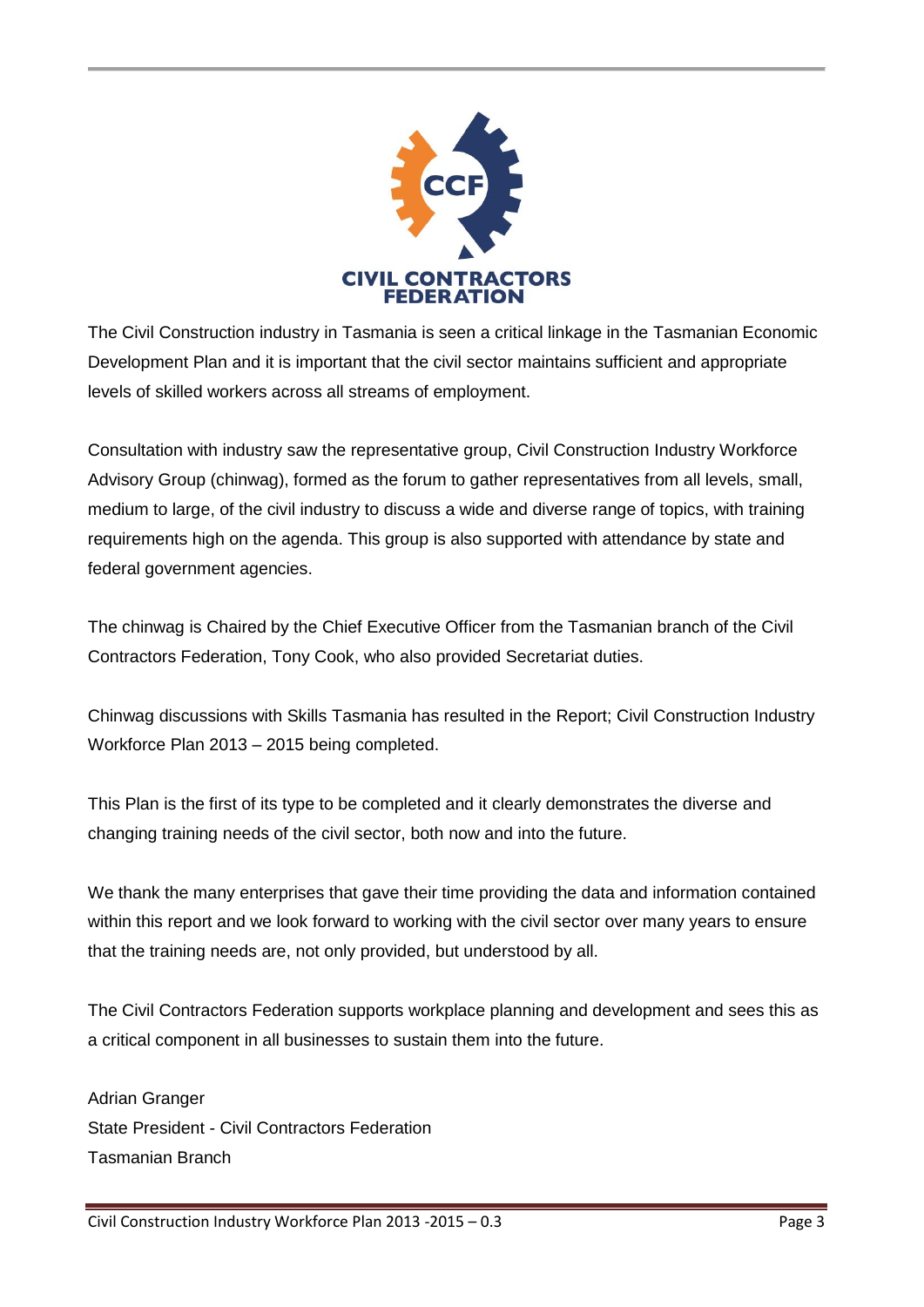The Civil Construction industry in Tasmania is seen a critical linkage in the Tasmanian Economic Development Plan and it is important that the civil sector maintains sufficient and appropriate levels of skilled workers across all streams of employment.

Consultation with industry saw the representative group, Civil Construction Industry Workforce Advisory Group (chinwag), formed as the forum to gather representatives from all levels, small, medium to large, of the civil industry to discuss a wide and diverse range of topics, with training requirements high on the agenda. This group is also supported with attendance by state and federal government agencies.

The chinwag is Chaired by the Chief Executive Officer from the Tasmanian branch of the Civil Contractors Federation, Tony Cook, who also provided Secretariat duties.

Chinwag discussions with Skills Tasmania has resulted in the Report; Civil Construction Industry Workforce Plan 2013 – 2015 being completed.

This Plan is the first of its type to be completed and it clearly demonstrates the diverse and changing training needs of the civil sector, both now and into the future.

We thank the many enterprises that gave their time providing the data and information contained within this report and we look forward to working with the civil sector over many years to ensure that the training needs are, not only provided, but understood by all.

The Civil Contractors Federation supports workplace planning and development and sees this as a critical component in all businesses to sustain them into the future.

Adrian Granger
State President - Civil Contractors Federation
Tasmanian Branch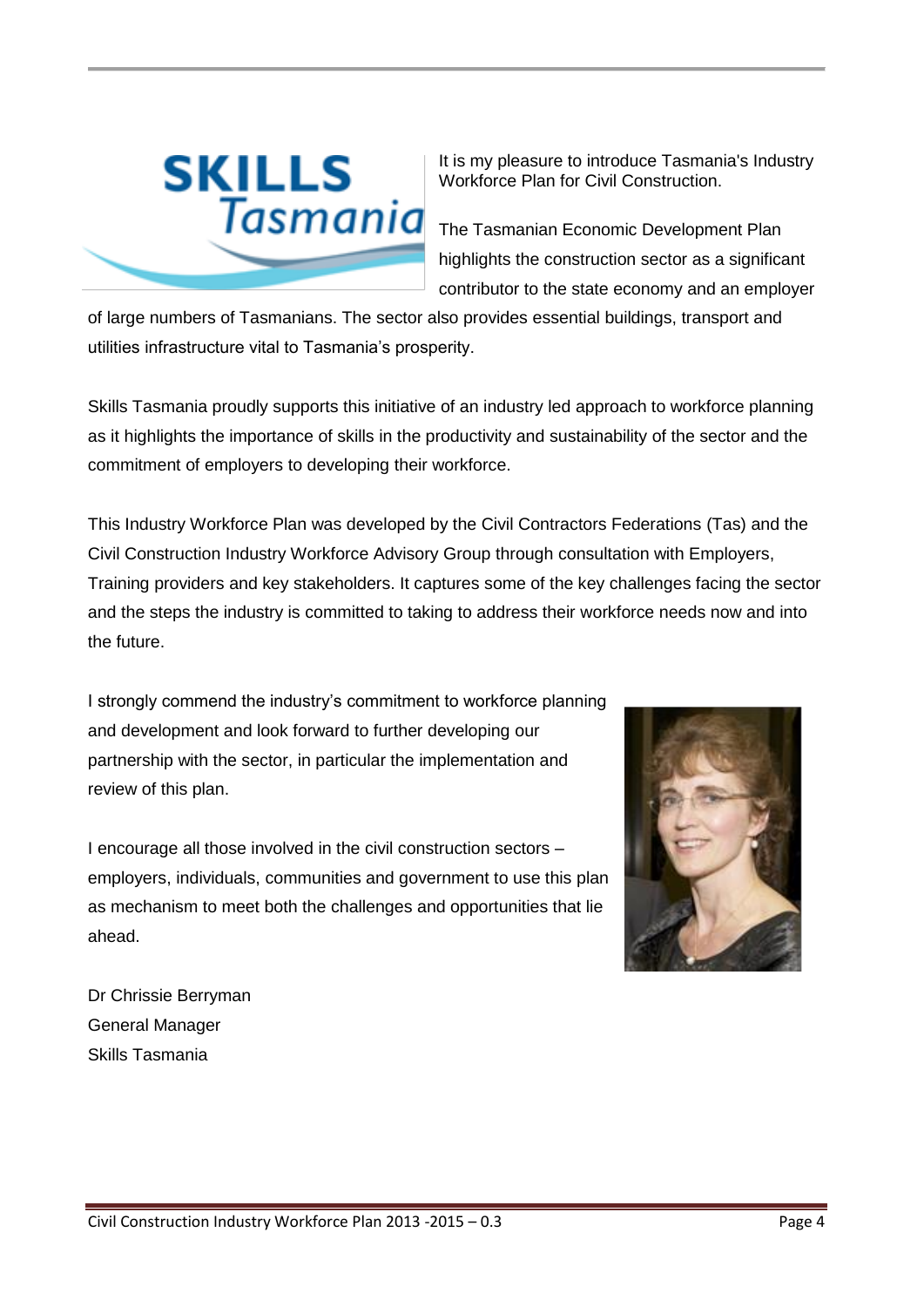It is my pleasure to introduce Tasmania's Industry Workforce Plan for Civil Construction.

The Tasmanian Economic Development Plan highlights the construction sector as a significant contributor to the state economy and an employer of large numbers of Tasmanians. The sector also provides essential buildings, transport and utilities infrastructure vital to Tasmania's prosperity.

Skills Tasmania proudly supports this initiative of an industry led approach to workforce planning as it highlights the importance of skills in the productivity and sustainability of the sector and the commitment of employers to developing their workforce.

This Industry Workforce Plan was developed by the Civil Contractors Federations (Tas) and the Civil Construction Industry Workforce Advisory Group through consultation with Employers, Training providers and key stakeholders. It captures some of the key challenges facing the sector and the steps the industry is committed to taking to address their workforce needs now and into the future.

I strongly commend the industry's commitment to workforce planning and development and look forward to further developing our partnership with the sector, in particular the implementation and review of this plan.

I encourage all those involved in the civil construction sectors – employers, individuals, communities and government to use this plan as mechanism to meet both the challenges and opportunities that lie ahead.

Dr Chrissie Berryman
General Manager
Skills Tasmania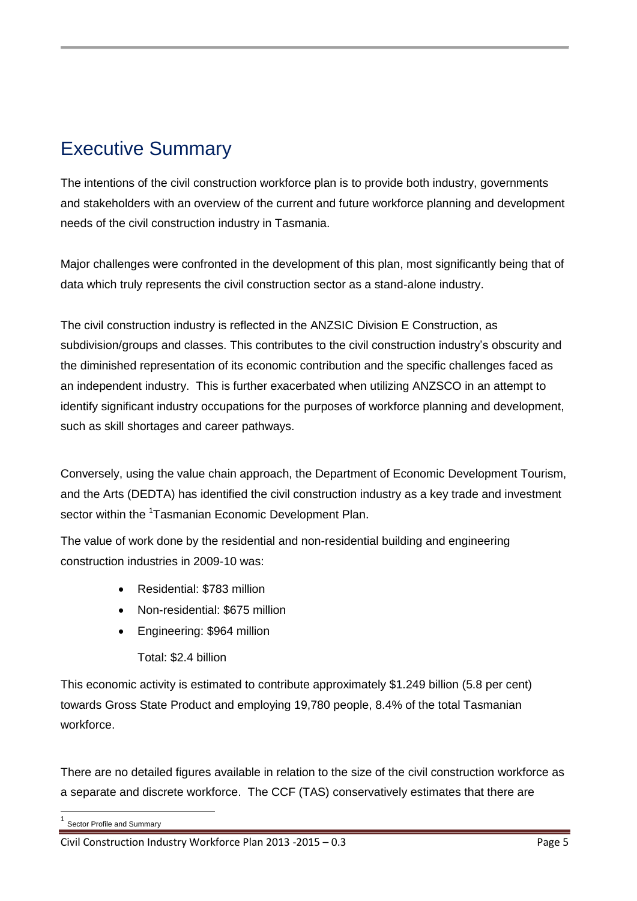# Executive Summary

The intentions of the civil construction workforce plan is to provide both industry, governments and stakeholders with an overview of the current and future workforce planning and development needs of the civil construction industry in Tasmania.

Major challenges were confronted in the development of this plan, most significantly being that of data which truly represents the civil construction sector as a stand-alone industry.

The civil construction industry is reflected in the ANZSIC Division E Construction, as subdivision/groups and classes. This contributes to the civil construction industry's obscurity and the diminished representation of its economic contribution and the specific challenges faced as an independent industry. This is further exacerbated when utilizing ANZSCO in an attempt to identify significant industry occupations for the purposes of workforce planning and development, such as skill shortages and career pathways.

Conversely, using the value chain approach, the Department of Economic Development Tourism, and the Arts (DEDTA) has identified the civil construction industry as a key trade and investment sector within the [1]Tasmanian Economic Development Plan.

The value of work done by the residential and non-residential building and engineering construction industries in 2009-10 was:

- Residential: $783 million
- Non-residential: $675 million
- Engineering: $964 million

  Total: $2.4 billion

This economic activity is estimated to contribute approximately $1.249 billion (5.8 per cent) towards Gross State Product and employing 19,780 people, 8.4% of the total Tasmanian workforce.

There are no detailed figures available in relation to the size of the civil construction workforce as a separate and discrete workforce. The CCF (TAS) conservatively estimates that there are

[1] Sector Profile and Summary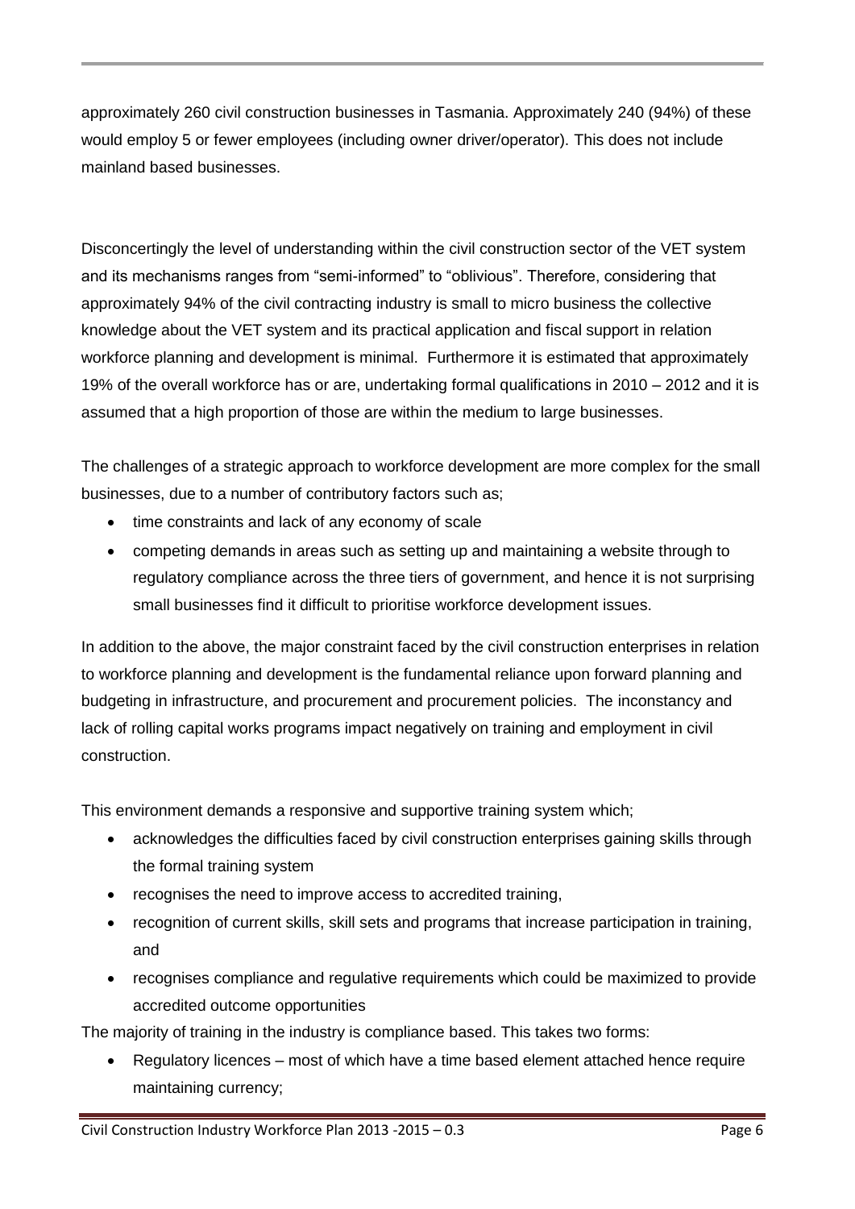approximately 260 civil construction businesses in Tasmania. Approximately 240 (94%) of these would employ 5 or fewer employees (including owner driver/operator). This does not include mainland based businesses.

Disconcertingly the level of understanding within the civil construction sector of the VET system and its mechanisms ranges from "semi-informed" to "oblivious". Therefore, considering that approximately 94% of the civil contracting industry is small to micro business the collective knowledge about the VET system and its practical application and fiscal support in relation workforce planning and development is minimal. Furthermore it is estimated that approximately 19% of the overall workforce has or are, undertaking formal qualifications in 2010 – 2012 and it is assumed that a high proportion of those are within the medium to large businesses.

The challenges of a strategic approach to workforce development are more complex for the small businesses, due to a number of contributory factors such as;

- time constraints and lack of any economy of scale
- competing demands in areas such as setting up and maintaining a website through to regulatory compliance across the three tiers of government, and hence it is not surprising small businesses find it difficult to prioritise workforce development issues.

In addition to the above, the major constraint faced by the civil construction enterprises in relation to workforce planning and development is the fundamental reliance upon forward planning and budgeting in infrastructure, and procurement and procurement policies. The inconstancy and lack of rolling capital works programs impact negatively on training and employment in civil construction.

This environment demands a responsive and supportive training system which;

- acknowledges the difficulties faced by civil construction enterprises gaining skills through the formal training system
- recognises the need to improve access to accredited training,
- recognition of current skills, skill sets and programs that increase participation in training, and
- recognises compliance and regulative requirements which could be maximized to provide accredited outcome opportunities

The majority of training in the industry is compliance based. This takes two forms:

- Regulatory licences – most of which have a time based element attached hence require maintaining currency;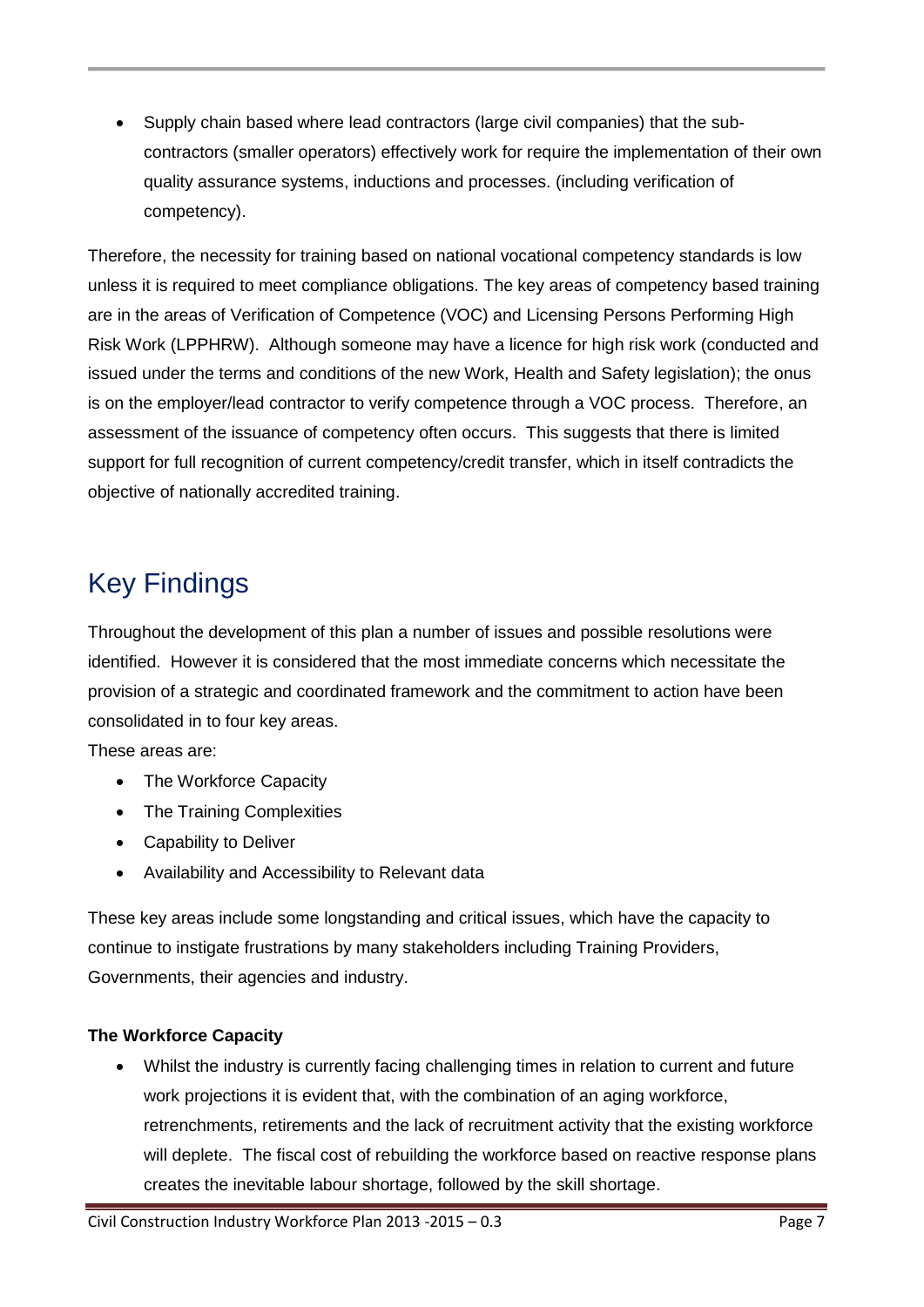- Supply chain based where lead contractors (large civil companies) that the sub-contractors (smaller operators) effectively work for require the implementation of their own quality assurance systems, inductions and processes. (including verification of competency).

Therefore, the necessity for training based on national vocational competency standards is low unless it is required to meet compliance obligations. The key areas of competency based training are in the areas of Verification of Competence (VOC) and Licensing Persons Performing High Risk Work (LPPHRW). Although someone may have a licence for high risk work (conducted and issued under the terms and conditions of the new Work, Health and Safety legislation); the onus is on the employer/lead contractor to verify competence through a VOC process. Therefore, an assessment of the issuance of competency often occurs. This suggests that there is limited support for full recognition of current competency/credit transfer, which in itself contradicts the objective of nationally accredited training.

# Key Findings

Throughout the development of this plan a number of issues and possible resolutions were identified. However it is considered that the most immediate concerns which necessitate the provision of a strategic and coordinated framework and the commitment to action have been consolidated in to four key areas.

These areas are:

- The Workforce Capacity
- The Training Complexities
- Capability to Deliver
- Availability and Accessibility to Relevant data

These key areas include some longstanding and critical issues, which have the capacity to continue to instigate frustrations by many stakeholders including Training Providers, Governments, their agencies and industry.

**The Workforce Capacity**

- Whilst the industry is currently facing challenging times in relation to current and future work projections it is evident that, with the combination of an aging workforce, retrenchments, retirements and the lack of recruitment activity that the existing workforce will deplete. The fiscal cost of rebuilding the workforce based on reactive response plans creates the inevitable labour shortage, followed by the skill shortage.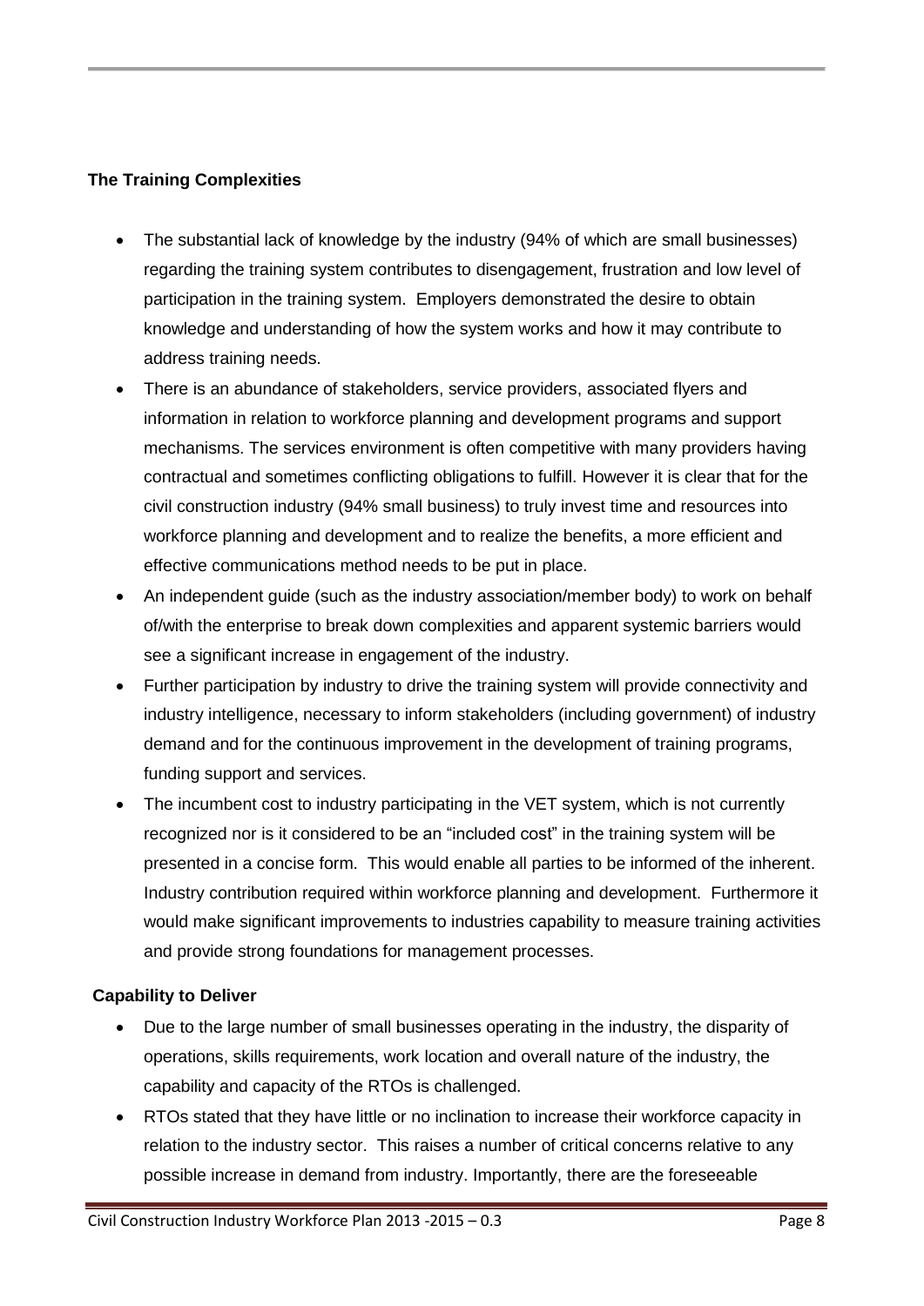**The Training Complexities**

- The substantial lack of knowledge by the industry (94% of which are small businesses) regarding the training system contributes to disengagement, frustration and low level of participation in the training system. Employers demonstrated the desire to obtain knowledge and understanding of how the system works and how it may contribute to address training needs.
- There is an abundance of stakeholders, service providers, associated flyers and information in relation to workforce planning and development programs and support mechanisms. The services environment is often competitive with many providers having contractual and sometimes conflicting obligations to fulfill. However it is clear that for the civil construction industry (94% small business) to truly invest time and resources into workforce planning and development and to realize the benefits, a more efficient and effective communications method needs to be put in place.
- An independent guide (such as the industry association/member body) to work on behalf of/with the enterprise to break down complexities and apparent systemic barriers would see a significant increase in engagement of the industry.
- Further participation by industry to drive the training system will provide connectivity and industry intelligence, necessary to inform stakeholders (including government) of industry demand and for the continuous improvement in the development of training programs, funding support and services.
- The incumbent cost to industry participating in the VET system, which is not currently recognized nor is it considered to be an "included cost" in the training system will be presented in a concise form. This would enable all parties to be informed of the inherent. Industry contribution required within workforce planning and development. Furthermore it would make significant improvements to industries capability to measure training activities and provide strong foundations for management processes.

**Capability to Deliver**

- Due to the large number of small businesses operating in the industry, the disparity of operations, skills requirements, work location and overall nature of the industry, the capability and capacity of the RTOs is challenged.
- RTOs stated that they have little or no inclination to increase their workforce capacity in relation to the industry sector. This raises a number of critical concerns relative to any possible increase in demand from industry. Importantly, there are the foreseeable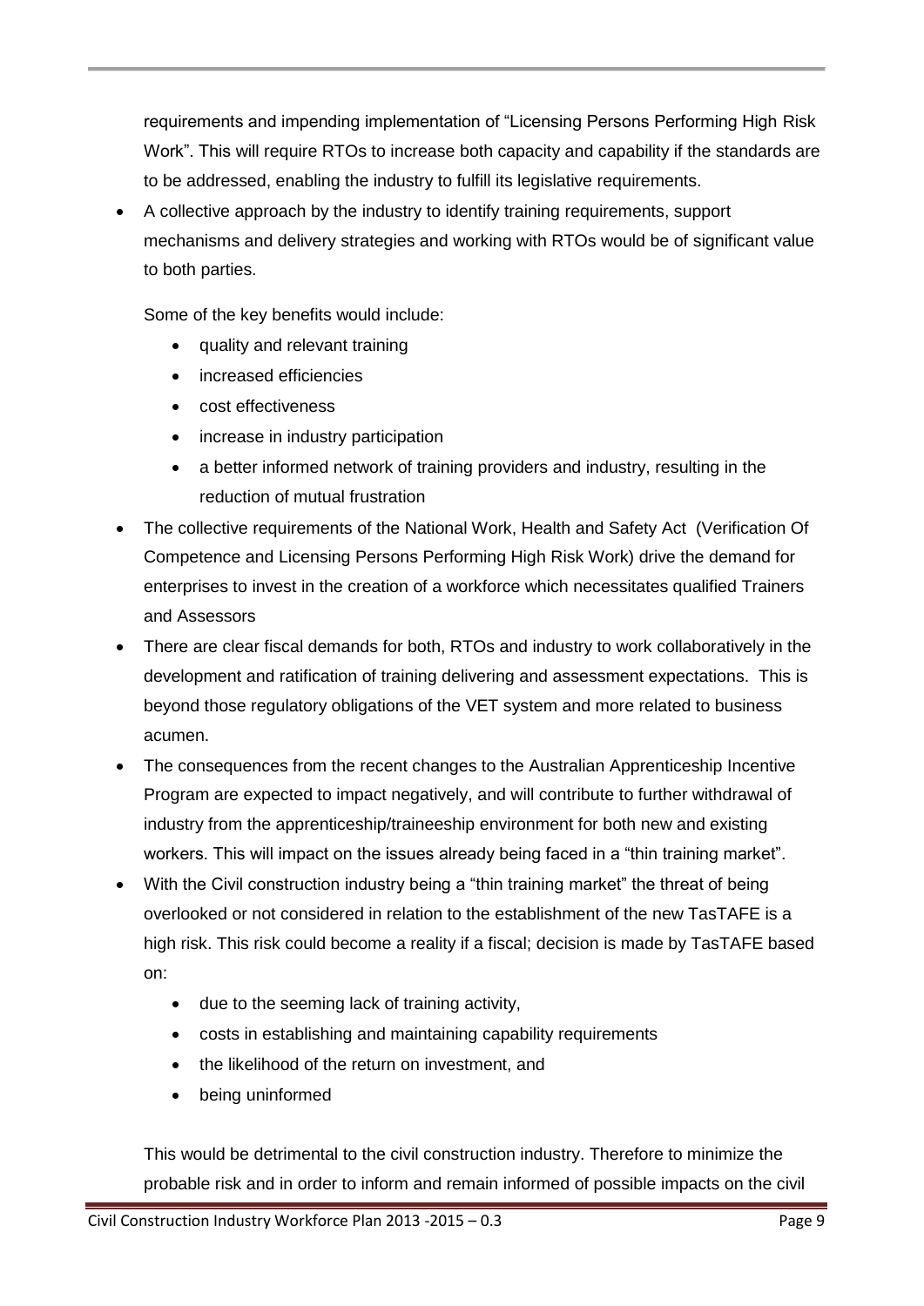requirements and impending implementation of "Licensing Persons Performing High Risk Work". This will require RTOs to increase both capacity and capability if the standards are to be addressed, enabling the industry to fulfill its legislative requirements.

- A collective approach by the industry to identify training requirements, support mechanisms and delivery strategies and working with RTOs would be of significant value to both parties.

  Some of the key benefits would include:

  - quality and relevant training
  - increased efficiencies
  - cost effectiveness
  - increase in industry participation
  - a better informed network of training providers and industry, resulting in the reduction of mutual frustration

- The collective requirements of the National Work, Health and Safety Act (Verification Of Competence and Licensing Persons Performing High Risk Work) drive the demand for enterprises to invest in the creation of a workforce which necessitates qualified Trainers and Assessors
- There are clear fiscal demands for both, RTOs and industry to work collaboratively in the development and ratification of training delivering and assessment expectations. This is beyond those regulatory obligations of the VET system and more related to business acumen.
- The consequences from the recent changes to the Australian Apprenticeship Incentive Program are expected to impact negatively, and will contribute to further withdrawal of industry from the apprenticeship/traineeship environment for both new and existing workers. This will impact on the issues already being faced in a "thin training market".
- With the Civil construction industry being a "thin training market" the threat of being overlooked or not considered in relation to the establishment of the new TasTAFE is a high risk. This risk could become a reality if a fiscal; decision is made by TasTAFE based on:

  - due to the seeming lack of training activity,
  - costs in establishing and maintaining capability requirements
  - the likelihood of the return on investment, and
  - being uninformed

  This would be detrimental to the civil construction industry. Therefore to minimize the probable risk and in order to inform and remain informed of possible impacts on the civil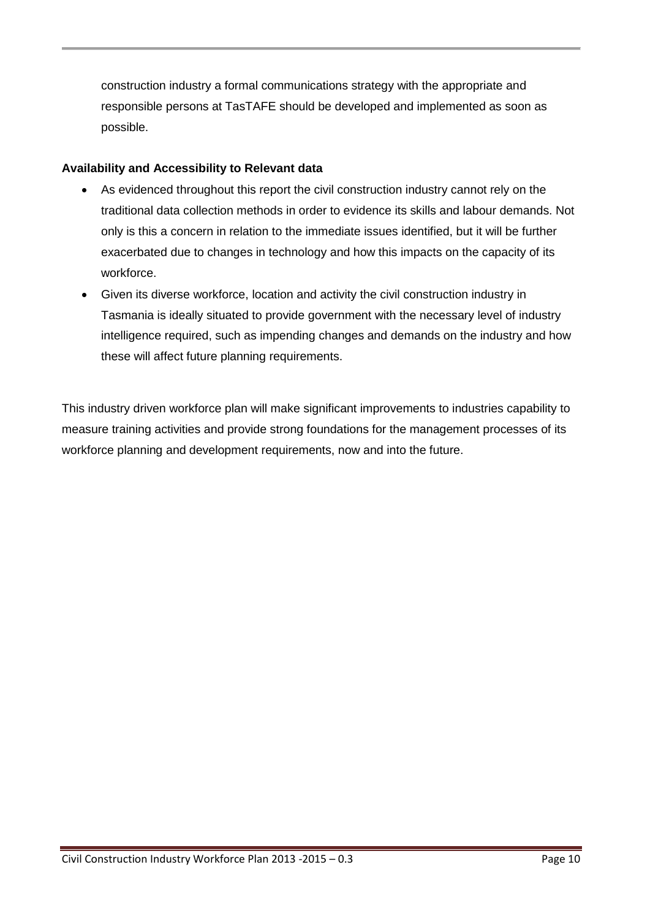construction industry a formal communications strategy with the appropriate and responsible persons at TasTAFE should be developed and implemented as soon as possible.

**Availability and Accessibility to Relevant data**

- As evidenced throughout this report the civil construction industry cannot rely on the traditional data collection methods in order to evidence its skills and labour demands. Not only is this a concern in relation to the immediate issues identified, but it will be further exacerbated due to changes in technology and how this impacts on the capacity of its workforce.
- Given its diverse workforce, location and activity the civil construction industry in Tasmania is ideally situated to provide government with the necessary level of industry intelligence required, such as impending changes and demands on the industry and how these will affect future planning requirements.

This industry driven workforce plan will make significant improvements to industries capability to measure training activities and provide strong foundations for the management processes of its workforce planning and development requirements, now and into the future.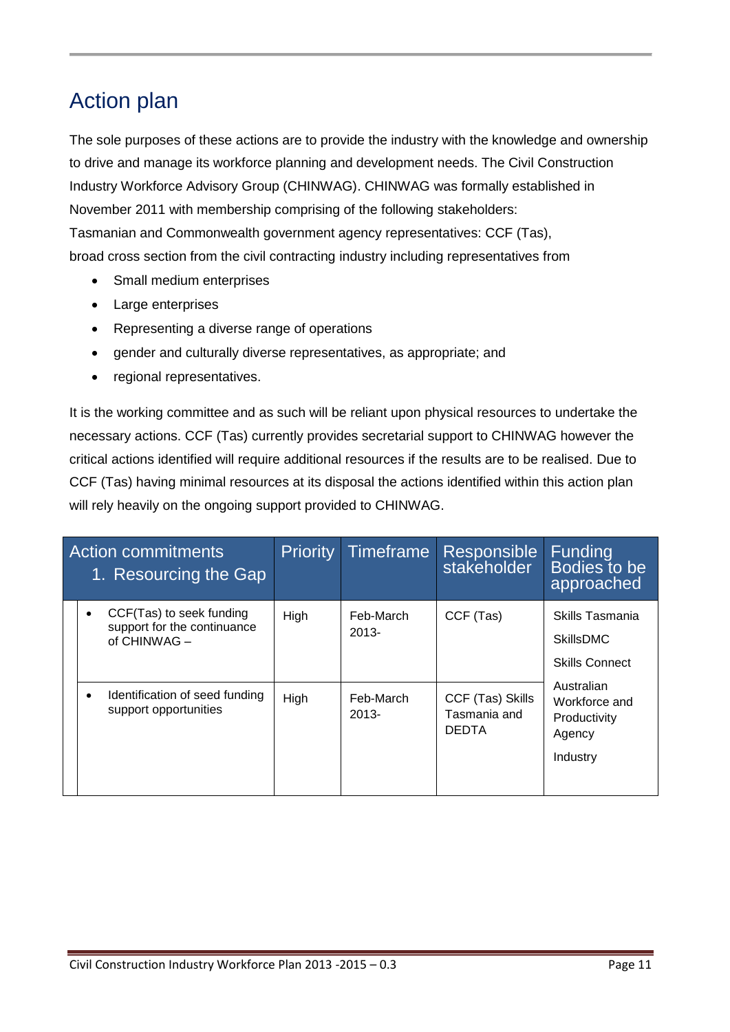# Action plan

The sole purposes of these actions are to provide the industry with the knowledge and ownership to drive and manage its workforce planning and development needs. The Civil Construction Industry Workforce Advisory Group (CHINWAG). CHINWAG was formally established in November 2011 with membership comprising of the following stakeholders:

Tasmanian and Commonwealth government agency representatives: CCF (Tas), broad cross section from the civil contracting industry including representatives from

- Small medium enterprises
- Large enterprises
- Representing a diverse range of operations
- gender and culturally diverse representatives, as appropriate; and
- regional representatives.

It is the working committee and as such will be reliant upon physical resources to undertake the necessary actions. CCF (Tas) currently provides secretarial support to CHINWAG however the critical actions identified will require additional resources if the results are to be realised. Due to CCF (Tas) having minimal resources at its disposal the actions identified within this action plan will rely heavily on the ongoing support provided to CHINWAG.

| Action commitments<br>1. Resourcing the Gap | Priority | Timeframe | Responsible stakeholder | Funding Bodies to be approached |
|---|---|---|---|---|
| • CCF(Tas) to seek funding support for the continuance of CHINWAG – | High | Feb-March 2013- | CCF (Tas) | Skills Tasmania<br>SkillsDMC<br>Skills Connect<br>Australian Workforce and Productivity Agency<br>Industry |
| • Identification of seed funding support opportunities | High | Feb-March 2013- | CCF (Tas) Skills Tasmania and DEDTA | |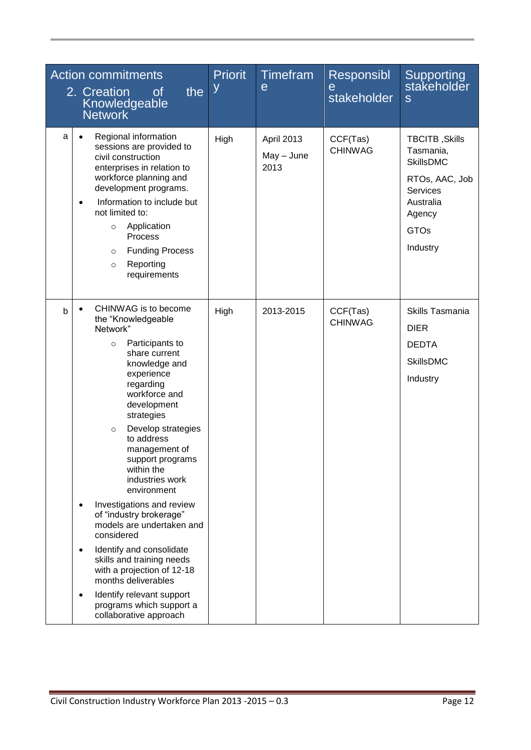| | Action commitments<br>2. Creation of the Knowledgeable Network | Priority | Timeframe | Responsible stakeholder | Supporting stakeholders |
|---|---|---|---|---|---|
| a | • Regional information sessions are provided to civil construction enterprises in relation to workforce planning and development programs.<br>• Information to include but not limited to:<br>&nbsp;&nbsp;○ Application Process<br>&nbsp;&nbsp;○ Funding Process<br>&nbsp;&nbsp;○ Reporting requirements | High | April 2013<br>May – June 2013 | CCF(Tas) CHINWAG | TBCITB ,Skills Tasmania, SkillsDMC<br>RTOs, AAC, Job Services Australia Agency<br>GTOs<br>Industry |
| b | • CHINWAG is to become the "Knowledgeable Network"<br>&nbsp;&nbsp;○ Participants to share current knowledge and experience regarding workforce and development strategies<br>&nbsp;&nbsp;○ Develop strategies to address management of support programs within the industries work environment<br>• Investigations and review of "industry brokerage" models are undertaken and considered<br>• Identify and consolidate skills and training needs with a projection of 12-18 months deliverables<br>• Identify relevant support programs which support a collaborative approach | High | 2013-2015 | CCF(Tas) CHINWAG | Skills Tasmania<br>DIER<br>DEDTA<br>SkillsDMC<br>Industry |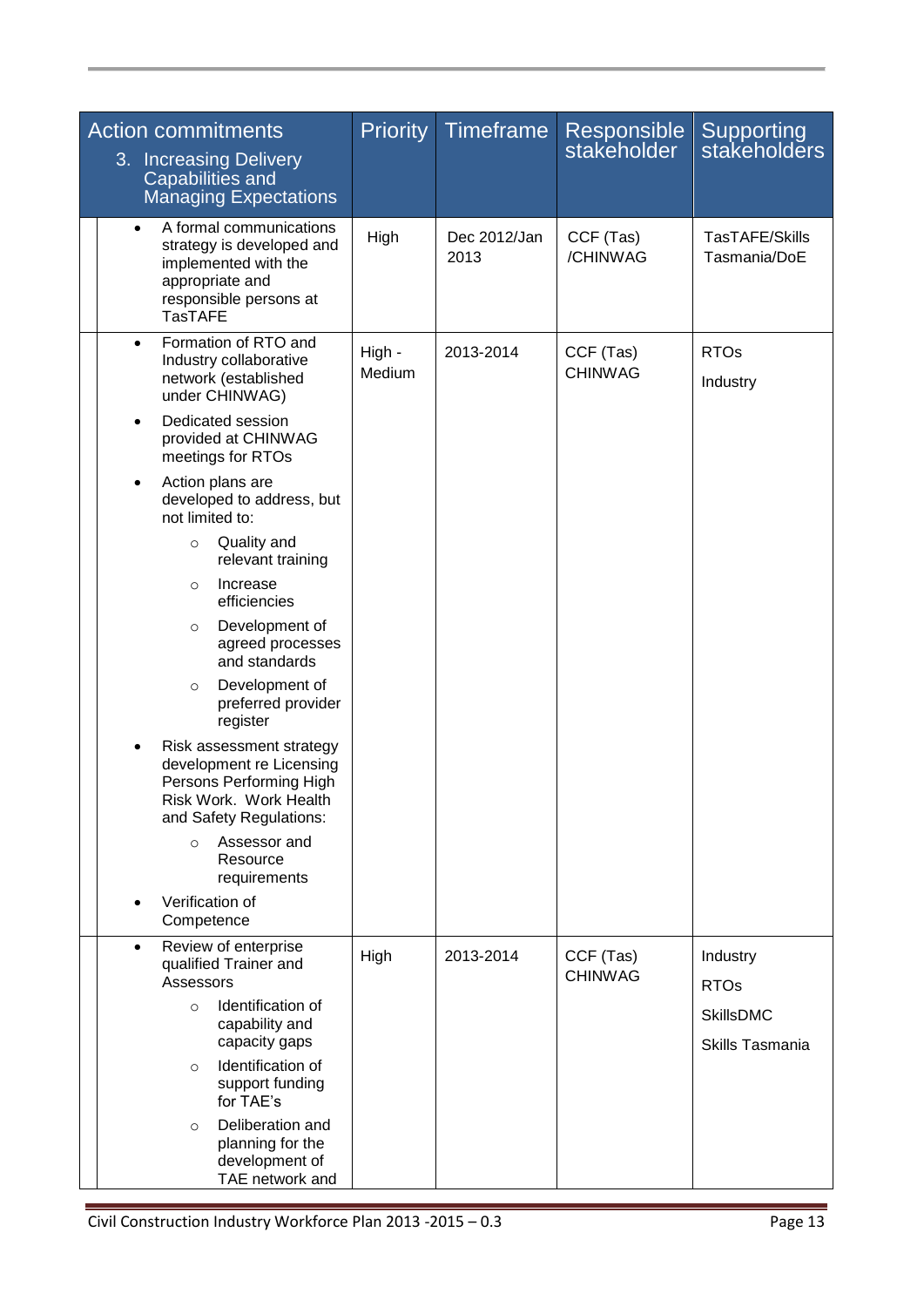| Action commitments<br>3. Increasing Delivery Capabilities and Managing Expectations | Priority | Timeframe | Responsible stakeholder | Supporting stakeholders |
|---|---|---|---|---|
| • A formal communications strategy is developed and implemented with the appropriate and responsible persons at TasTAFE | High | Dec 2012/Jan 2013 | CCF (Tas) /CHINWAG | TasTAFE/Skills Tasmania/DoE |
| • Formation of RTO and Industry collaborative network (established under CHINWAG)<br>• Dedicated session provided at CHINWAG meetings for RTOs<br>• Action plans are developed to address, but not limited to:<br>  ○ Quality and relevant training<br>  ○ Increase efficiencies<br>  ○ Development of agreed processes and standards<br>  ○ Development of preferred provider register<br>• Risk assessment strategy development re Licensing Persons Performing High Risk Work. Work Health and Safety Regulations:<br>  ○ Assessor and Resource requirements<br>• Verification of Competence | High - Medium | 2013-2014 | CCF (Tas) CHINWAG | RTOs<br>Industry |
| • Review of enterprise qualified Trainer and Assessors<br>  ○ Identification of capability and capacity gaps<br>  ○ Identification of support funding for TAE's<br>  ○ Deliberation and planning for the development of TAE network and | High | 2013-2014 | CCF (Tas) CHINWAG | Industry<br>RTOs<br>SkillsDMC<br>Skills Tasmania |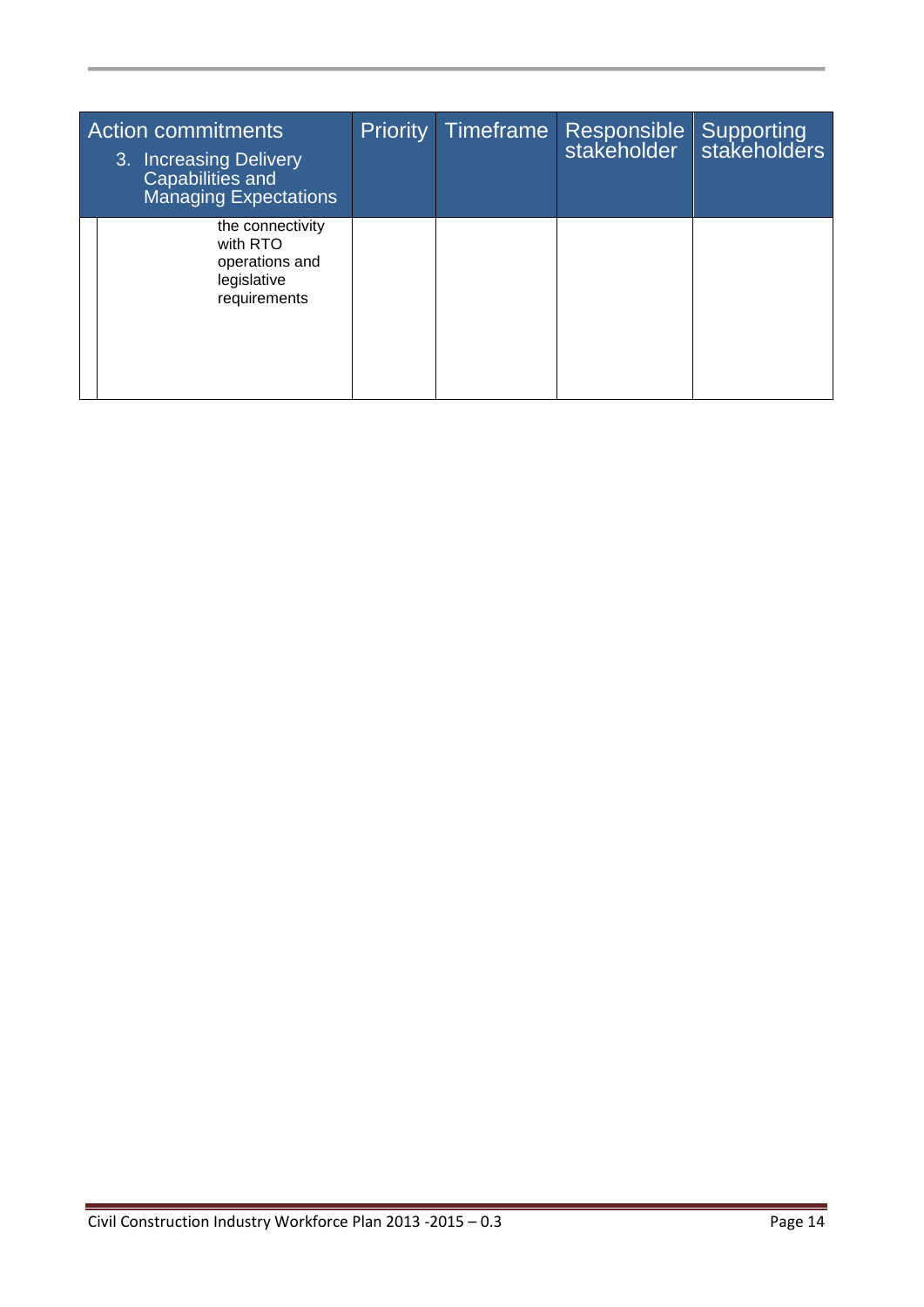| Action commitments<br>3. Increasing Delivery Capabilities and Managing Expectations | | Priority | Timeframe | Responsible stakeholder | Supporting stakeholders |
|---|---|---|---|---|---|
| | the connectivity with RTO operations and legislative requirements | | | | |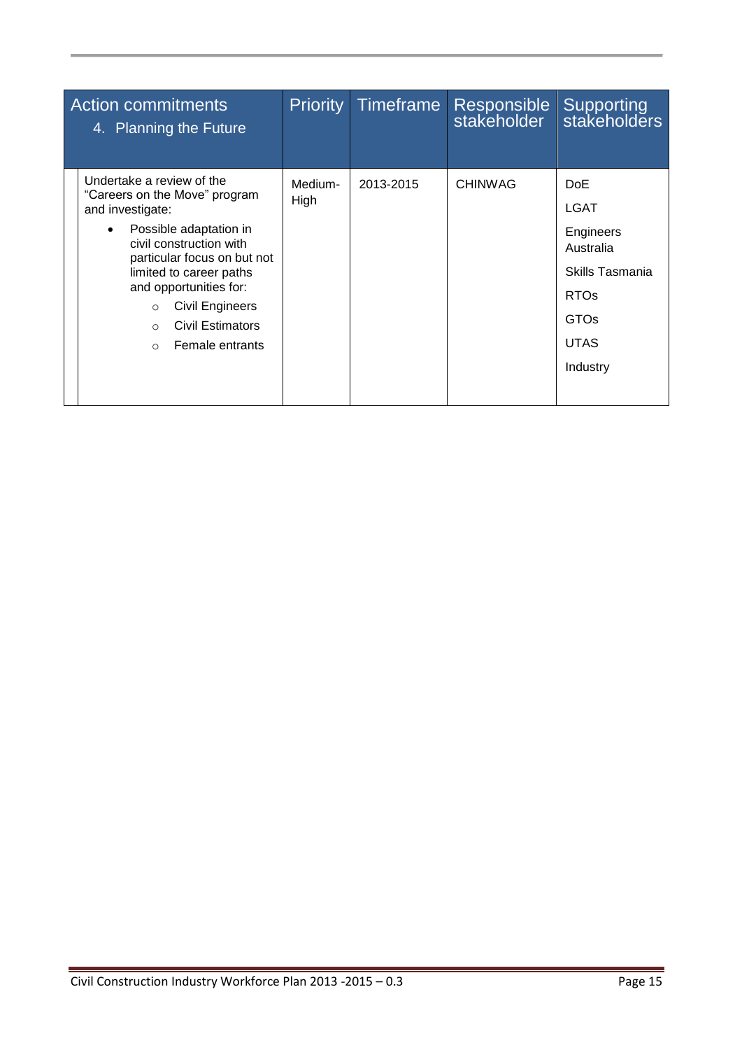| Action commitments<br>4. Planning the Future | Priority | Timeframe | Responsible stakeholder | Supporting stakeholders |
|---|---|---|---|---|
| Undertake a review of the "Careers on the Move" program and investigate:<br>• Possible adaptation in civil construction with particular focus on but not limited to career paths and opportunities for:<br>○ Civil Engineers<br>○ Civil Estimators<br>○ Female entrants | Medium-High | 2013-2015 | CHINWAG | DoE<br>LGAT<br>Engineers Australia<br>Skills Tasmania<br>RTOs<br>GTOs<br>UTAS<br>Industry |